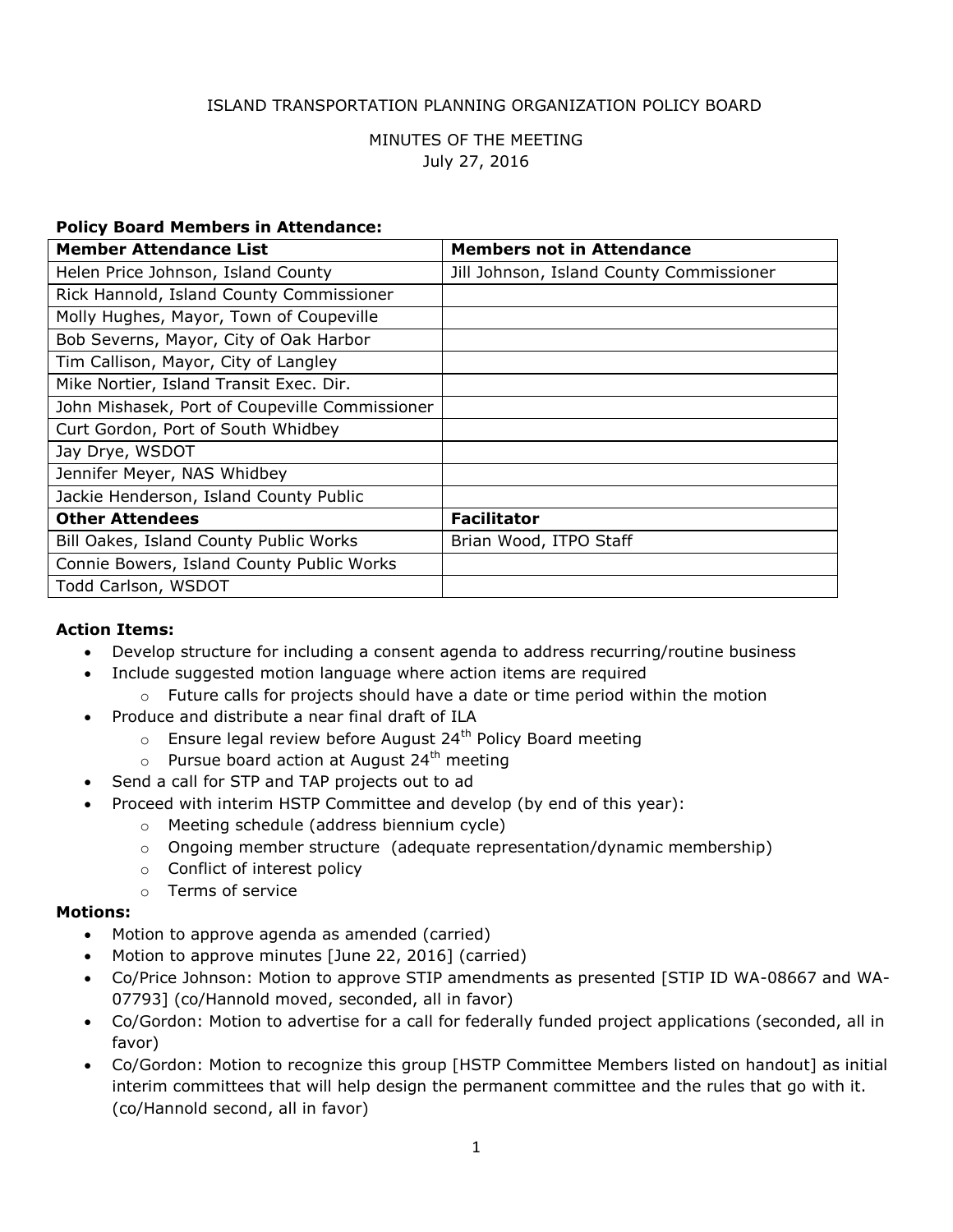ISLAND TRANSPORTATION PLANNING ORGANIZATION POLICY BOARD

MINUTES OF THE MEETING
July 27, 2016

**Policy Board Members in Attendance:**

| Member Attendance List | Members not in Attendance |
|---|---|
| Helen Price Johnson, Island County | Jill Johnson, Island County Commissioner |
| Rick Hannold, Island County Commissioner | |
| Molly Hughes, Mayor, Town of Coupeville | |
| Bob Severns, Mayor, City of Oak Harbor | |
| Tim Callison, Mayor, City of Langley | |
| Mike Nortier, Island Transit Exec. Dir. | |
| John Mishasek, Port of Coupeville Commissioner | |
| Curt Gordon, Port of South Whidbey | |
| Jay Drye, WSDOT | |
| Jennifer Meyer, NAS Whidbey | |
| Jackie Henderson, Island County Public | |
| **Other Attendees** | **Facilitator** |
| Bill Oakes, Island County Public Works | Brian Wood, ITPO Staff |
| Connie Bowers, Island County Public Works | |
| Todd Carlson, WSDOT | |

**Action Items:**

- Develop structure for including a consent agenda to address recurring/routine business
- Include suggested motion language where action items are required
  - Future calls for projects should have a date or time period within the motion
- Produce and distribute a near final draft of ILA
  - Ensure legal review before August 24th Policy Board meeting
  - Pursue board action at August 24th meeting
- Send a call for STP and TAP projects out to ad
- Proceed with interim HSTP Committee and develop (by end of this year):
  - Meeting schedule (address biennium cycle)
  - Ongoing member structure (adequate representation/dynamic membership)
  - Conflict of interest policy
  - Terms of service

**Motions:**

- Motion to approve agenda as amended (carried)
- Motion to approve minutes [June 22, 2016] (carried)
- Co/Price Johnson: Motion to approve STIP amendments as presented [STIP ID WA-08667 and WA-07793] (co/Hannold moved, seconded, all in favor)
- Co/Gordon: Motion to advertise for a call for federally funded project applications (seconded, all in favor)
- Co/Gordon: Motion to recognize this group [HSTP Committee Members listed on handout] as initial interim committees that will help design the permanent committee and the rules that go with it. (co/Hannold second, all in favor)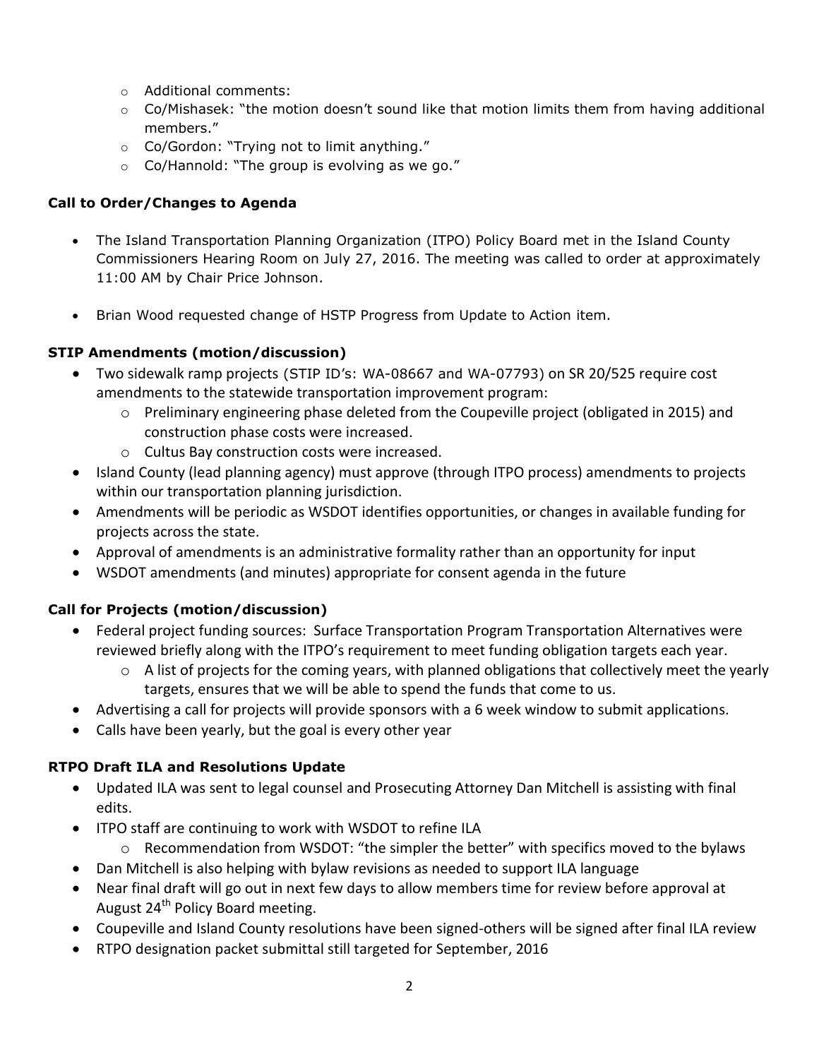- Additional comments:
- Co/Mishasek: "the motion doesn't sound like that motion limits them from having additional members."
- Co/Gordon: "Trying not to limit anything."
- Co/Hannold: "The group is evolving as we go."

**Call to Order/Changes to Agenda**

- The Island Transportation Planning Organization (ITPO) Policy Board met in the Island County Commissioners Hearing Room on July 27, 2016. The meeting was called to order at approximately 11:00 AM by Chair Price Johnson.
- Brian Wood requested change of HSTP Progress from Update to Action item.

**STIP Amendments (motion/discussion)**

- Two sidewalk ramp projects (STIP ID's: WA-08667 and WA-07793) on SR 20/525 require cost amendments to the statewide transportation improvement program:
  - Preliminary engineering phase deleted from the Coupeville project (obligated in 2015) and construction phase costs were increased.
  - Cultus Bay construction costs were increased.
- Island County (lead planning agency) must approve (through ITPO process) amendments to projects within our transportation planning jurisdiction.
- Amendments will be periodic as WSDOT identifies opportunities, or changes in available funding for projects across the state.
- Approval of amendments is an administrative formality rather than an opportunity for input
- WSDOT amendments (and minutes) appropriate for consent agenda in the future

**Call for Projects (motion/discussion)**

- Federal project funding sources: Surface Transportation Program Transportation Alternatives were reviewed briefly along with the ITPO's requirement to meet funding obligation targets each year.
  - A list of projects for the coming years, with planned obligations that collectively meet the yearly targets, ensures that we will be able to spend the funds that come to us.
- Advertising a call for projects will provide sponsors with a 6 week window to submit applications.
- Calls have been yearly, but the goal is every other year

**RTPO Draft ILA and Resolutions Update**

- Updated ILA was sent to legal counsel and Prosecuting Attorney Dan Mitchell is assisting with final edits.
- ITPO staff are continuing to work with WSDOT to refine ILA
  - Recommendation from WSDOT: "the simpler the better" with specifics moved to the bylaws
- Dan Mitchell is also helping with bylaw revisions as needed to support ILA language
- Near final draft will go out in next few days to allow members time for review before approval at August 24th Policy Board meeting.
- Coupeville and Island County resolutions have been signed-others will be signed after final ILA review
- RTPO designation packet submittal still targeted for September, 2016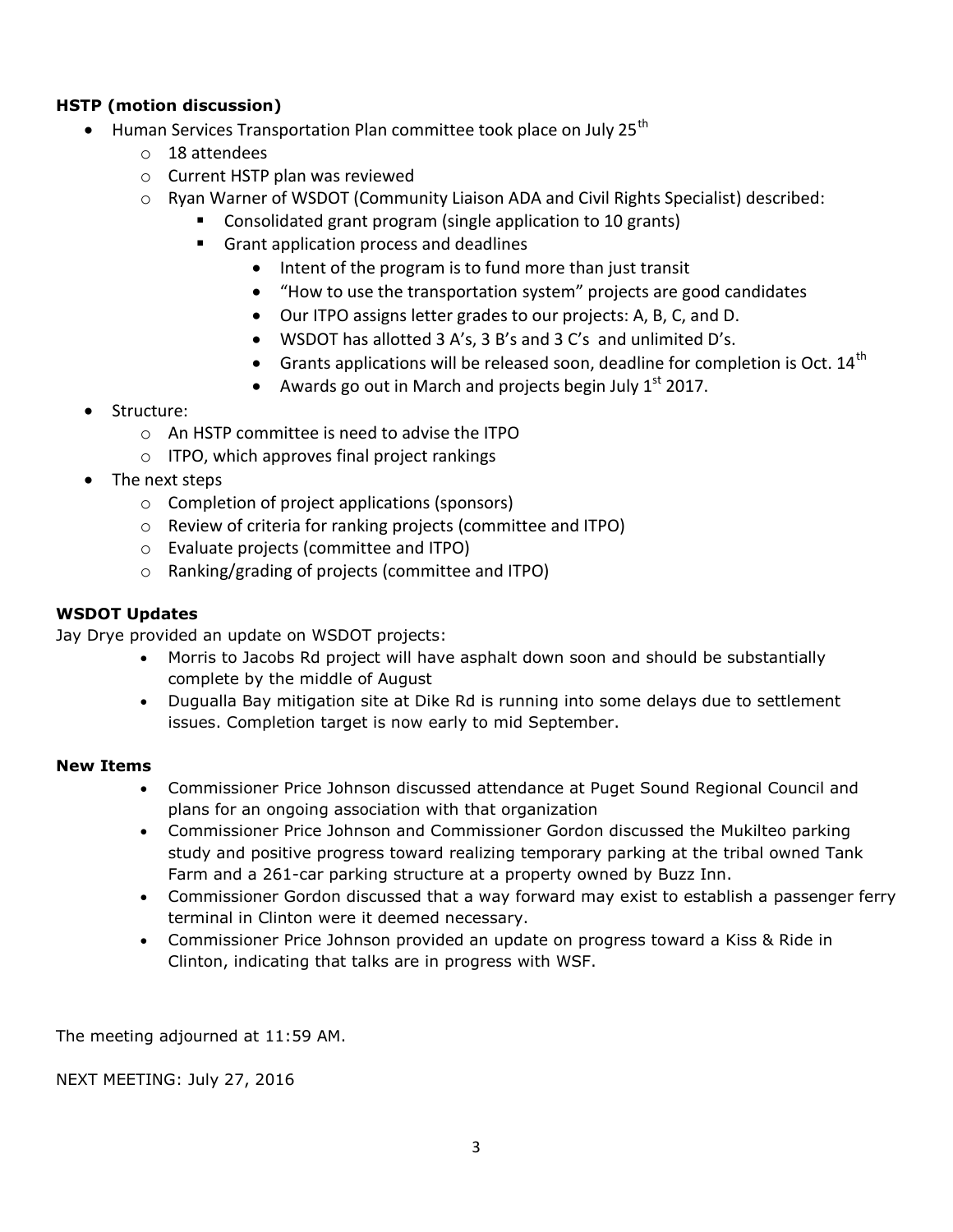**HSTP (motion discussion)**

- Human Services Transportation Plan committee took place on July 25th
  - 18 attendees
  - Current HSTP plan was reviewed
  - Ryan Warner of WSDOT (Community Liaison ADA and Civil Rights Specialist) described:
    - Consolidated grant program (single application to 10 grants)
    - Grant application process and deadlines
      - Intent of the program is to fund more than just transit
      - "How to use the transportation system" projects are good candidates
      - Our ITPO assigns letter grades to our projects: A, B, C, and D.
      - WSDOT has allotted 3 A's, 3 B's and 3 C's and unlimited D's.
      - Grants applications will be released soon, deadline for completion is Oct. 14th
      - Awards go out in March and projects begin July 1st 2017.
- Structure:
  - An HSTP committee is need to advise the ITPO
  - ITPO, which approves final project rankings
- The next steps
  - Completion of project applications (sponsors)
  - Review of criteria for ranking projects (committee and ITPO)
  - Evaluate projects (committee and ITPO)
  - Ranking/grading of projects (committee and ITPO)

**WSDOT Updates**

Jay Drye provided an update on WSDOT projects:

- Morris to Jacobs Rd project will have asphalt down soon and should be substantially complete by the middle of August
- Dugualla Bay mitigation site at Dike Rd is running into some delays due to settlement issues. Completion target is now early to mid September.

**New Items**

- Commissioner Price Johnson discussed attendance at Puget Sound Regional Council and plans for an ongoing association with that organization
- Commissioner Price Johnson and Commissioner Gordon discussed the Mukilteo parking study and positive progress toward realizing temporary parking at the tribal owned Tank Farm and a 261-car parking structure at a property owned by Buzz Inn.
- Commissioner Gordon discussed that a way forward may exist to establish a passenger ferry terminal in Clinton were it deemed necessary.
- Commissioner Price Johnson provided an update on progress toward a Kiss & Ride in Clinton, indicating that talks are in progress with WSF.

The meeting adjourned at 11:59 AM.

NEXT MEETING: July 27, 2016